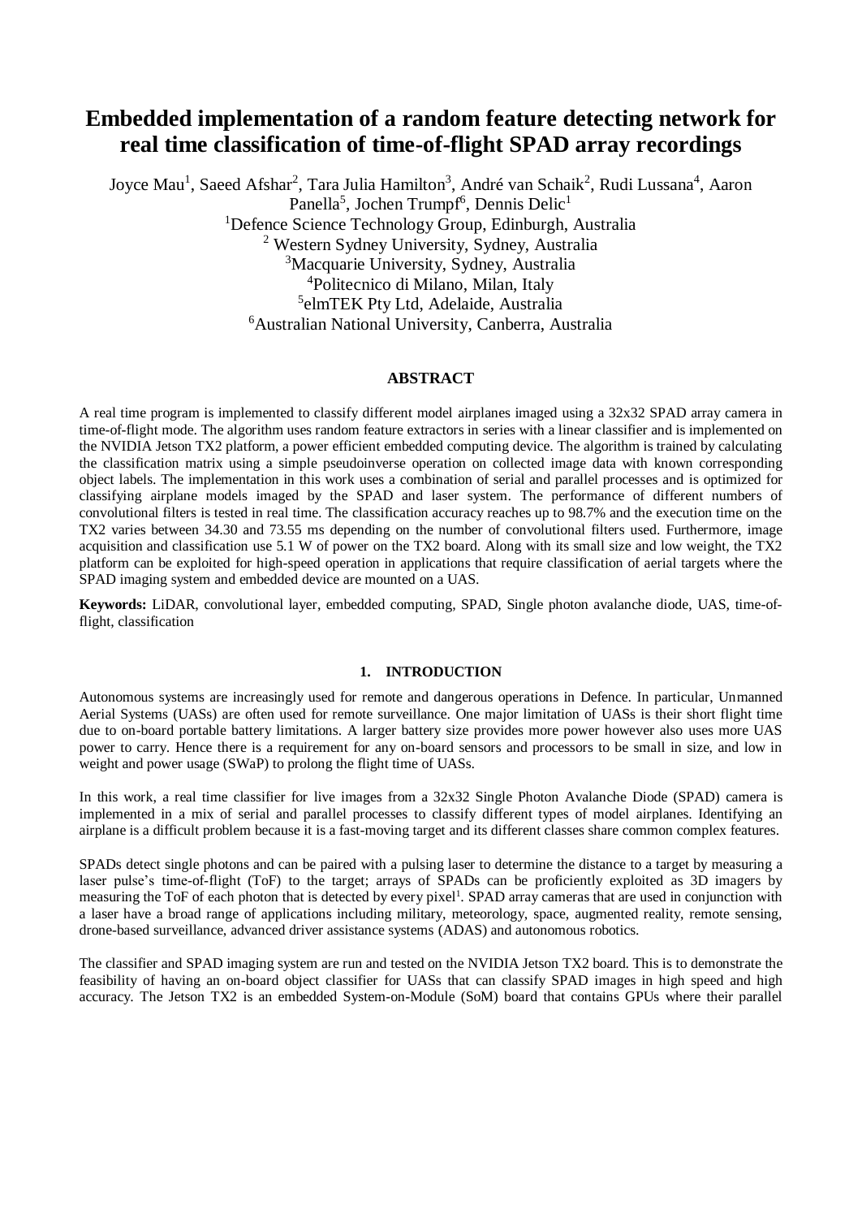# Embedded implementation of a random feature detecting network for real time classification of time-of-flight SPAD array recordings

Joyce Mau[1], Saeed Afshar[2], Tara Julia Hamilton[3], André van Schaik[2], Rudi Lussana[4], Aaron Panella[5], Jochen Trumpf[6], Dennis Delic[1]

[1]Defence Science Technology Group, Edinburgh, Australia
[2] Western Sydney University, Sydney, Australia
[3]Macquarie University, Sydney, Australia
[4]Politecnico di Milano, Milan, Italy
[5]elmTEK Pty Ltd, Adelaide, Australia
[6]Australian National University, Canberra, Australia

## ABSTRACT

A real time program is implemented to classify different model airplanes imaged using a 32x32 SPAD array camera in time-of-flight mode. The algorithm uses random feature extractors in series with a linear classifier and is implemented on the NVIDIA Jetson TX2 platform, a power efficient embedded computing device. The algorithm is trained by calculating the classification matrix using a simple pseudoinverse operation on collected image data with known corresponding object labels. The implementation in this work uses a combination of serial and parallel processes and is optimized for classifying airplane models imaged by the SPAD and laser system. The performance of different numbers of convolutional filters is tested in real time. The classification accuracy reaches up to 98.7% and the execution time on the TX2 varies between 34.30 and 73.55 ms depending on the number of convolutional filters used. Furthermore, image acquisition and classification use 5.1 W of power on the TX2 board. Along with its small size and low weight, the TX2 platform can be exploited for high-speed operation in applications that require classification of aerial targets where the SPAD imaging system and embedded device are mounted on a UAS.

**Keywords:** LiDAR, convolutional layer, embedded computing, SPAD, Single photon avalanche diode, UAS, time-of-flight, classification

## 1. INTRODUCTION

Autonomous systems are increasingly used for remote and dangerous operations in Defence. In particular, Unmanned Aerial Systems (UASs) are often used for remote surveillance. One major limitation of UASs is their short flight time due to on-board portable battery limitations. A larger battery size provides more power however also uses more UAS power to carry. Hence there is a requirement for any on-board sensors and processors to be small in size, and low in weight and power usage (SWaP) to prolong the flight time of UASs.

In this work, a real time classifier for live images from a 32x32 Single Photon Avalanche Diode (SPAD) camera is implemented in a mix of serial and parallel processes to classify different types of model airplanes. Identifying an airplane is a difficult problem because it is a fast-moving target and its different classes share common complex features.

SPADs detect single photons and can be paired with a pulsing laser to determine the distance to a target by measuring a laser pulse's time-of-flight (ToF) to the target; arrays of SPADs can be proficiently exploited as 3D imagers by measuring the ToF of each photon that is detected by every pixel[1]. SPAD array cameras that are used in conjunction with a laser have a broad range of applications including military, meteorology, space, augmented reality, remote sensing, drone-based surveillance, advanced driver assistance systems (ADAS) and autonomous robotics.

The classifier and SPAD imaging system are run and tested on the NVIDIA Jetson TX2 board. This is to demonstrate the feasibility of having an on-board object classifier for UASs that can classify SPAD images in high speed and high accuracy. The Jetson TX2 is an embedded System-on-Module (SoM) board that contains GPUs where their parallel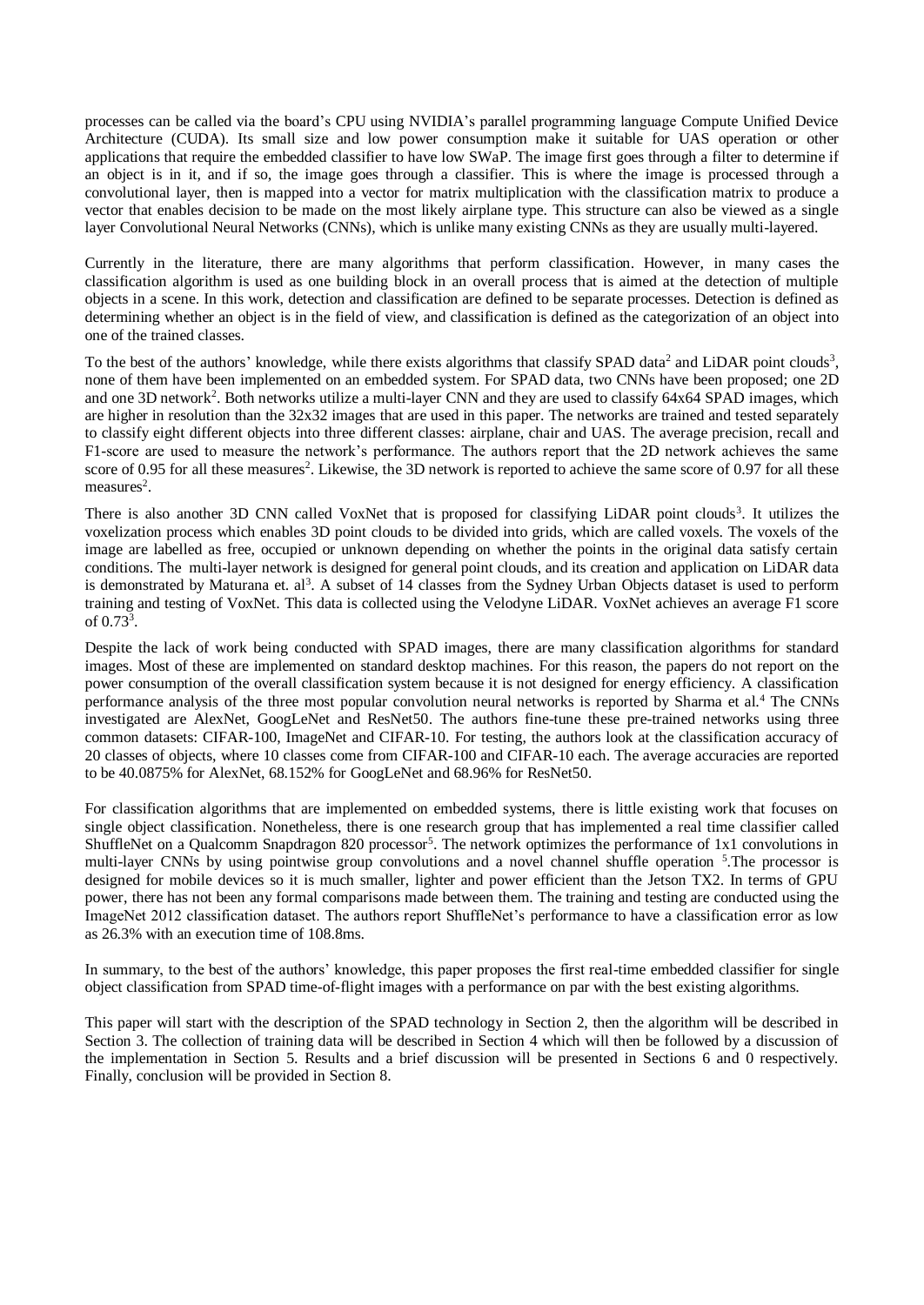processes can be called via the board's CPU using NVIDIA's parallel programming language Compute Unified Device Architecture (CUDA). Its small size and low power consumption make it suitable for UAS operation or other applications that require the embedded classifier to have low SWaP. The image first goes through a filter to determine if an object is in it, and if so, the image goes through a classifier. This is where the image is processed through a convolutional layer, then is mapped into a vector for matrix multiplication with the classification matrix to produce a vector that enables decision to be made on the most likely airplane type. This structure can also be viewed as a single layer Convolutional Neural Networks (CNNs), which is unlike many existing CNNs as they are usually multi-layered.

Currently in the literature, there are many algorithms that perform classification. However, in many cases the classification algorithm is used as one building block in an overall process that is aimed at the detection of multiple objects in a scene. In this work, detection and classification are defined to be separate processes. Detection is defined as determining whether an object is in the field of view, and classification is defined as the categorization of an object into one of the trained classes.

To the best of the authors' knowledge, while there exists algorithms that classify SPAD data[2] and LiDAR point clouds[3], none of them have been implemented on an embedded system. For SPAD data, two CNNs have been proposed; one 2D and one 3D network[2]. Both networks utilize a multi-layer CNN and they are used to classify 64x64 SPAD images, which are higher in resolution than the 32x32 images that are used in this paper. The networks are trained and tested separately to classify eight different objects into three different classes: airplane, chair and UAS. The average precision, recall and F1-score are used to measure the network's performance. The authors report that the 2D network achieves the same score of 0.95 for all these measures[2]. Likewise, the 3D network is reported to achieve the same score of 0.97 for all these measures[2].

There is also another 3D CNN called VoxNet that is proposed for classifying LiDAR point clouds[3]. It utilizes the voxelization process which enables 3D point clouds to be divided into grids, which are called voxels. The voxels of the image are labelled as free, occupied or unknown depending on whether the points in the original data satisfy certain conditions. The multi-layer network is designed for general point clouds, and its creation and application on LiDAR data is demonstrated by Maturana et. al[3]. A subset of 14 classes from the Sydney Urban Objects dataset is used to perform training and testing of VoxNet. This data is collected using the Velodyne LiDAR. VoxNet achieves an average F1 score of 0.73[3].

Despite the lack of work being conducted with SPAD images, there are many classification algorithms for standard images. Most of these are implemented on standard desktop machines. For this reason, the papers do not report on the power consumption of the overall classification system because it is not designed for energy efficiency. A classification performance analysis of the three most popular convolution neural networks is reported by Sharma et al.[4] The CNNs investigated are AlexNet, GoogLeNet and ResNet50. The authors fine-tune these pre-trained networks using three common datasets: CIFAR-100, ImageNet and CIFAR-10. For testing, the authors look at the classification accuracy of 20 classes of objects, where 10 classes come from CIFAR-100 and CIFAR-10 each. The average accuracies are reported to be 40.0875% for AlexNet, 68.152% for GoogLeNet and 68.96% for ResNet50.

For classification algorithms that are implemented on embedded systems, there is little existing work that focuses on single object classification. Nonetheless, there is one research group that has implemented a real time classifier called ShuffleNet on a Qualcomm Snapdragon 820 processor[5]. The network optimizes the performance of 1x1 convolutions in multi-layer CNNs by using pointwise group convolutions and a novel channel shuffle operation [5].The processor is designed for mobile devices so it is much smaller, lighter and power efficient than the Jetson TX2. In terms of GPU power, there has not been any formal comparisons made between them. The training and testing are conducted using the ImageNet 2012 classification dataset. The authors report ShuffleNet's performance to have a classification error as low as 26.3% with an execution time of 108.8ms.

In summary, to the best of the authors' knowledge, this paper proposes the first real-time embedded classifier for single object classification from SPAD time-of-flight images with a performance on par with the best existing algorithms.

This paper will start with the description of the SPAD technology in Section 2, then the algorithm will be described in Section 3. The collection of training data will be described in Section 4 which will then be followed by a discussion of the implementation in Section 5. Results and a brief discussion will be presented in Sections 6 and 0 respectively. Finally, conclusion will be provided in Section 8.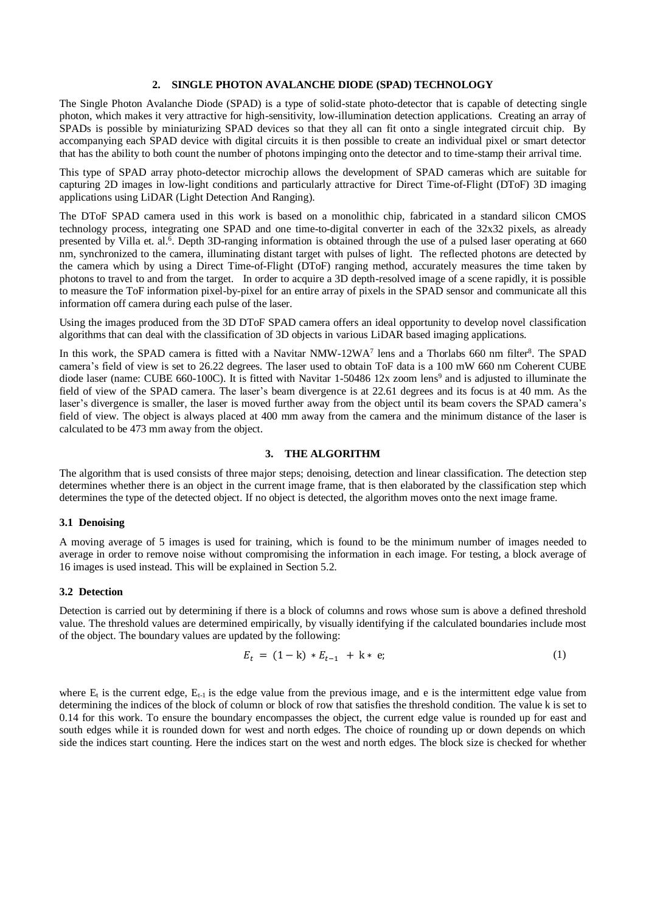## 2. SINGLE PHOTON AVALANCHE DIODE (SPAD) TECHNOLOGY

The Single Photon Avalanche Diode (SPAD) is a type of solid-state photo-detector that is capable of detecting single photon, which makes it very attractive for high-sensitivity, low-illumination detection applications. Creating an array of SPADs is possible by miniaturizing SPAD devices so that they all can fit onto a single integrated circuit chip. By accompanying each SPAD device with digital circuits it is then possible to create an individual pixel or smart detector that has the ability to both count the number of photons impinging onto the detector and to time-stamp their arrival time.

This type of SPAD array photo-detector microchip allows the development of SPAD cameras which are suitable for capturing 2D images in low-light conditions and particularly attractive for Direct Time-of-Flight (DToF) 3D imaging applications using LiDAR (Light Detection And Ranging).

The DToF SPAD camera used in this work is based on a monolithic chip, fabricated in a standard silicon CMOS technology process, integrating one SPAD and one time-to-digital converter in each of the 32x32 pixels, as already presented by Villa et. al.[6]. Depth 3D-ranging information is obtained through the use of a pulsed laser operating at 660 nm, synchronized to the camera, illuminating distant target with pulses of light. The reflected photons are detected by the camera which by using a Direct Time-of-Flight (DToF) ranging method, accurately measures the time taken by photons to travel to and from the target. In order to acquire a 3D depth-resolved image of a scene rapidly, it is possible to measure the ToF information pixel-by-pixel for an entire array of pixels in the SPAD sensor and communicate all this information off camera during each pulse of the laser.

Using the images produced from the 3D DToF SPAD camera offers an ideal opportunity to develop novel classification algorithms that can deal with the classification of 3D objects in various LiDAR based imaging applications.

In this work, the SPAD camera is fitted with a Navitar NMW-12WA[7] lens and a Thorlabs 660 nm filter[8]. The SPAD camera's field of view is set to 26.22 degrees. The laser used to obtain ToF data is a 100 mW 660 nm Coherent CUBE diode laser (name: CUBE 660-100C). It is fitted with Navitar 1-50486 12x zoom lens[9] and is adjusted to illuminate the field of view of the SPAD camera. The laser's beam divergence is at 22.61 degrees and its focus is at 40 mm. As the laser's divergence is smaller, the laser is moved further away from the object until its beam covers the SPAD camera's field of view. The object is always placed at 400 mm away from the camera and the minimum distance of the laser is calculated to be 473 mm away from the object.

## 3. THE ALGORITHM

The algorithm that is used consists of three major steps; denoising, detection and linear classification. The detection step determines whether there is an object in the current image frame, that is then elaborated by the classification step which determines the type of the detected object. If no object is detected, the algorithm moves onto the next image frame.

### 3.1 Denoising

A moving average of 5 images is used for training, which is found to be the minimum number of images needed to average in order to remove noise without compromising the information in each image. For testing, a block average of 16 images is used instead. This will be explained in Section 5.2.

### 3.2 Detection

Detection is carried out by determining if there is a block of columns and rows whose sum is above a defined threshold value. The threshold values are determined empirically, by visually identifying if the calculated boundaries include most of the object. The boundary values are updated by the following:

$$E_t = (1 - \mathrm{k}) * E_{t-1} + \mathrm{k} * \mathrm{e}; \tag{1}$$

where $E_t$ is the current edge, $E_{t-1}$ is the edge value from the previous image, and e is the intermittent edge value from determining the indices of the block of column or block of row that satisfies the threshold condition. The value k is set to 0.14 for this work. To ensure the boundary encompasses the object, the current edge value is rounded up for east and south edges while it is rounded down for west and north edges. The choice of rounding up or down depends on which side the indices start counting. Here the indices start on the west and north edges. The block size is checked for whether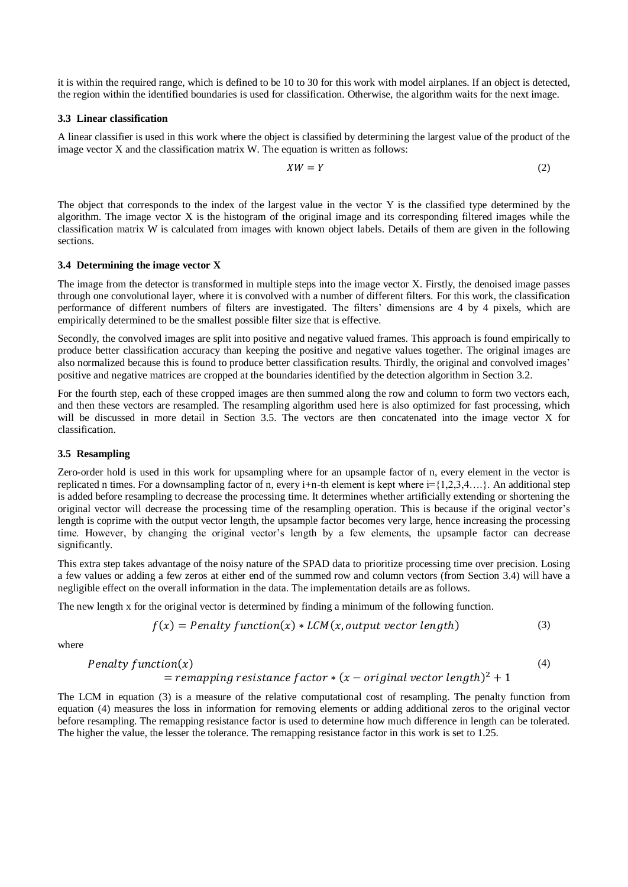it is within the required range, which is defined to be 10 to 30 for this work with model airplanes. If an object is detected, the region within the identified boundaries is used for classification. Otherwise, the algorithm waits for the next image.

### 3.3 Linear classification

A linear classifier is used in this work where the object is classified by determining the largest value of the product of the image vector X and the classification matrix W. The equation is written as follows:

$$XW = Y \tag{2}$$

The object that corresponds to the index of the largest value in the vector Y is the classified type determined by the algorithm. The image vector X is the histogram of the original image and its corresponding filtered images while the classification matrix W is calculated from images with known object labels. Details of them are given in the following sections.

### 3.4 Determining the image vector X

The image from the detector is transformed in multiple steps into the image vector X. Firstly, the denoised image passes through one convolutional layer, where it is convolved with a number of different filters. For this work, the classification performance of different numbers of filters are investigated. The filters' dimensions are 4 by 4 pixels, which are empirically determined to be the smallest possible filter size that is effective.

Secondly, the convolved images are split into positive and negative valued frames. This approach is found empirically to produce better classification accuracy than keeping the positive and negative values together. The original images are also normalized because this is found to produce better classification results. Thirdly, the original and convolved images' positive and negative matrices are cropped at the boundaries identified by the detection algorithm in Section 3.2.

For the fourth step, each of these cropped images are then summed along the row and column to form two vectors each, and then these vectors are resampled. The resampling algorithm used here is also optimized for fast processing, which will be discussed in more detail in Section 3.5. The vectors are then concatenated into the image vector X for classification.

### 3.5 Resampling

Zero-order hold is used in this work for upsampling where for an upsample factor of n, every element in the vector is replicated n times. For a downsampling factor of n, every i+n-th element is kept where i={1,2,3,4….}. An additional step is added before resampling to decrease the processing time. It determines whether artificially extending or shortening the original vector will decrease the processing time of the resampling operation. This is because if the original vector's length is coprime with the output vector length, the upsample factor becomes very large, hence increasing the processing time. However, by changing the original vector's length by a few elements, the upsample factor can decrease significantly.

This extra step takes advantage of the noisy nature of the SPAD data to prioritize processing time over precision. Losing a few values or adding a few zeros at either end of the summed row and column vectors (from Section 3.4) will have a negligible effect on the overall information in the data. The implementation details are as follows.

The new length x for the original vector is determined by finding a minimum of the following function.

$$f(x) = Penalty\ function(x) * LCM(x, output\ vector\ length) \tag{3}$$

where

$$Penalty\ function(x) = remapping\ resistance\ factor * (x - original\ vector\ length)^2 + 1 \tag{4}$$

The LCM in equation (3) is a measure of the relative computational cost of resampling. The penalty function from equation (4) measures the loss in information for removing elements or adding additional zeros to the original vector before resampling. The remapping resistance factor is used to determine how much difference in length can be tolerated. The higher the value, the lesser the tolerance. The remapping resistance factor in this work is set to 1.25.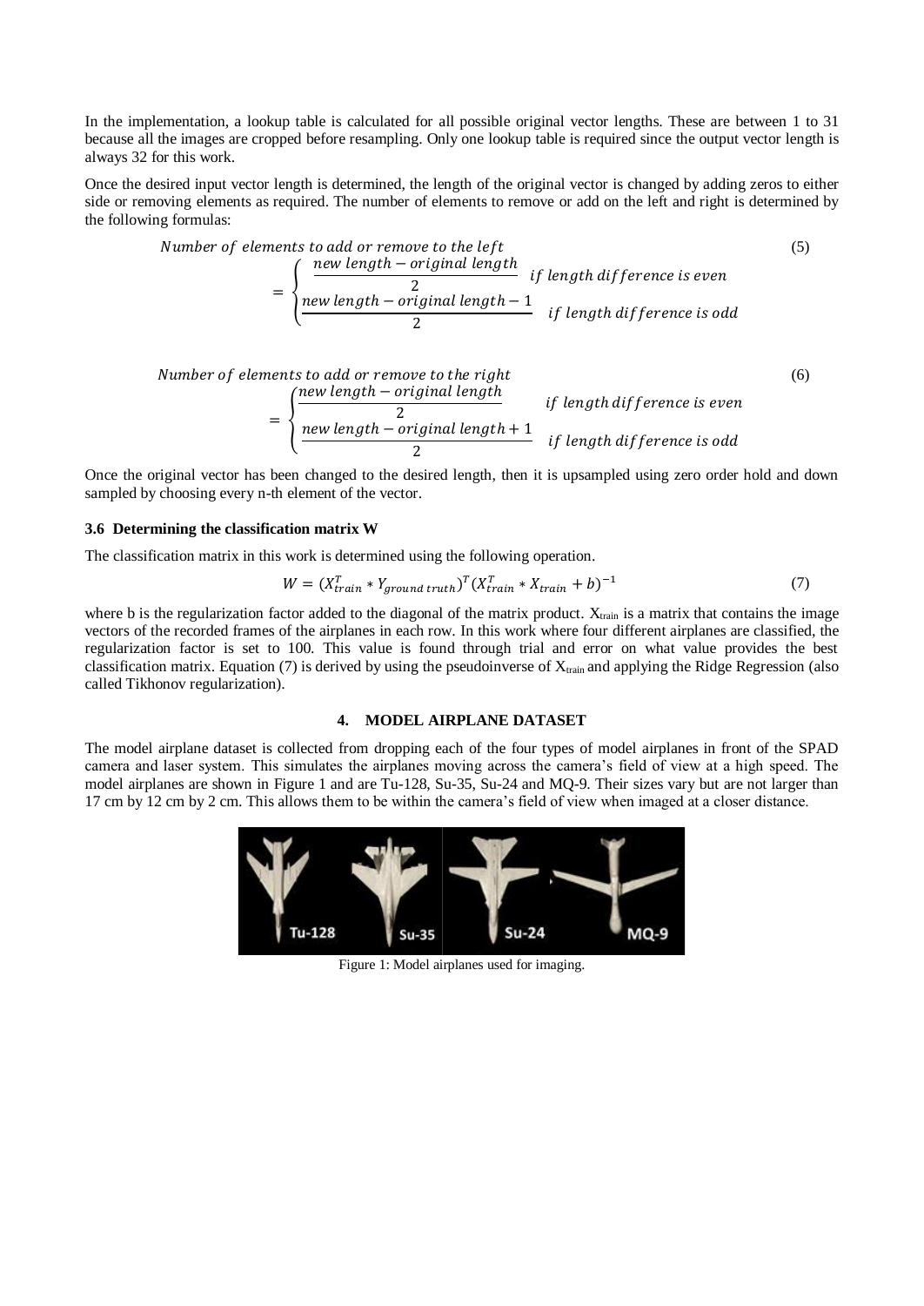In the implementation, a lookup table is calculated for all possible original vector lengths. These are between 1 to 31 because all the images are cropped before resampling. Only one lookup table is required since the output vector length is always 32 for this work.

Once the desired input vector length is determined, the length of the original vector is changed by adding zeros to either side or removing elements as required. The number of elements to remove or add on the left and right is determined by the following formulas:

$$\text{Number of elements to add or remove to the left} = \begin{cases} \dfrac{\text{new length} - \text{original length}}{2} & \text{if length difference is even} \\ \dfrac{\text{new length} - \text{original length} - 1}{2} & \text{if length difference is odd} \end{cases} \tag{5}$$

$$\text{Number of elements to add or remove to the right} = \begin{cases} \dfrac{\text{new length} - \text{original length}}{2} & \text{if length difference is even} \\ \dfrac{\text{new length} - \text{original length} + 1}{2} & \text{if length difference is odd} \end{cases} \tag{6}$$

Once the original vector has been changed to the desired length, then it is upsampled using zero order hold and down sampled by choosing every n-th element of the vector.

### 3.6 Determining the classification matrix W

The classification matrix in this work is determined using the following operation.

$$W = (X_{train}^T * Y_{ground\ truth})^T (X_{train}^T * X_{train} + b)^{-1} \tag{7}$$

where b is the regularization factor added to the diagonal of the matrix product. $X_{train}$ is a matrix that contains the image vectors of the recorded frames of the airplanes in each row. In this work where four different airplanes are classified, the regularization factor is set to 100. This value is found through trial and error on what value provides the best classification matrix. Equation (7) is derived by using the pseudoinverse of $X_{train}$ and applying the Ridge Regression (also called Tikhonov regularization).

## 4. MODEL AIRPLANE DATASET

The model airplane dataset is collected from dropping each of the four types of model airplanes in front of the SPAD camera and laser system. This simulates the airplanes moving across the camera's field of view at a high speed. The model airplanes are shown in Figure 1 and are Tu-128, Su-35, Su-24 and MQ-9. Their sizes vary but are not larger than 17 cm by 12 cm by 2 cm. This allows them to be within the camera's field of view when imaged at a closer distance.

Figure 1: Model airplanes used for imaging.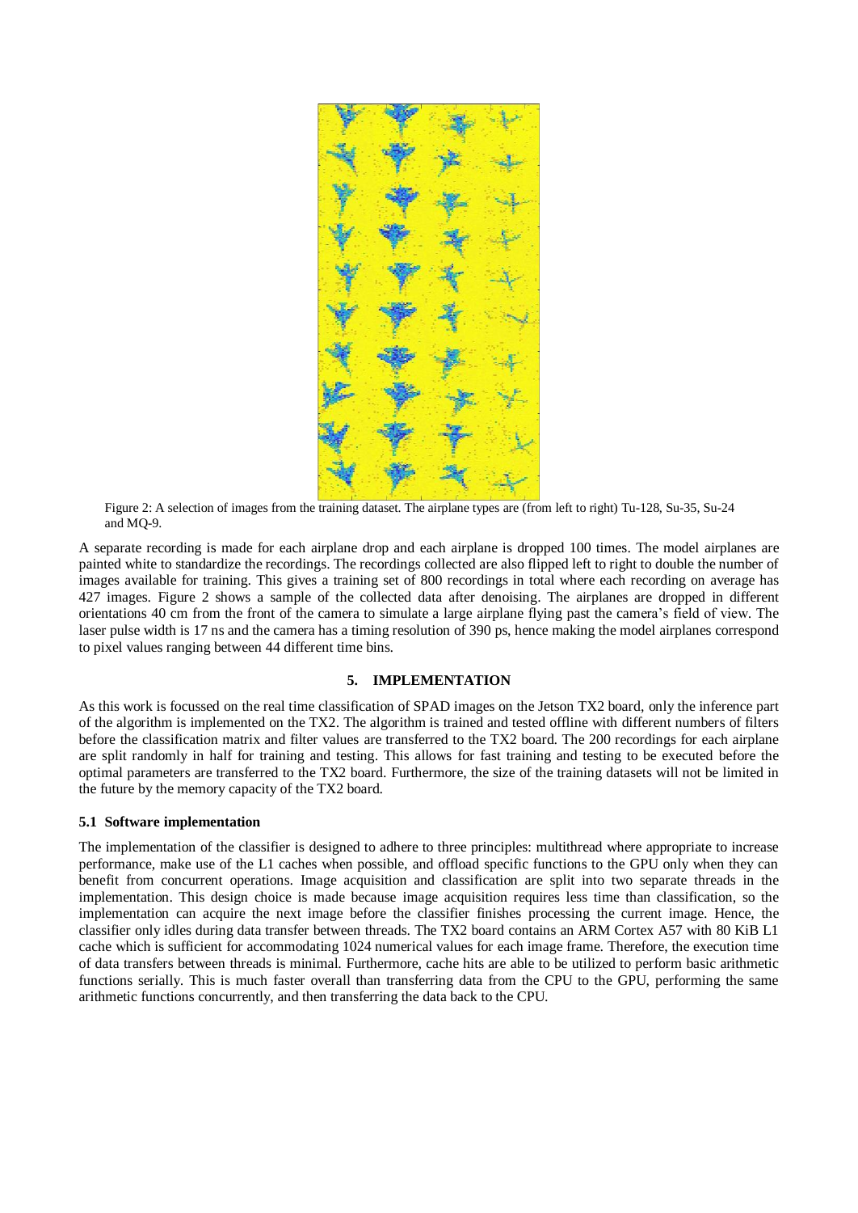Figure 2: A selection of images from the training dataset. The airplane types are (from left to right) Tu-128, Su-35, Su-24 and MQ-9.

A separate recording is made for each airplane drop and each airplane is dropped 100 times. The model airplanes are painted white to standardize the recordings. The recordings collected are also flipped left to right to double the number of images available for training. This gives a training set of 800 recordings in total where each recording on average has 427 images. Figure 2 shows a sample of the collected data after denoising. The airplanes are dropped in different orientations 40 cm from the front of the camera to simulate a large airplane flying past the camera's field of view. The laser pulse width is 17 ns and the camera has a timing resolution of 390 ps, hence making the model airplanes correspond to pixel values ranging between 44 different time bins.

## 5. IMPLEMENTATION

As this work is focussed on the real time classification of SPAD images on the Jetson TX2 board, only the inference part of the algorithm is implemented on the TX2. The algorithm is trained and tested offline with different numbers of filters before the classification matrix and filter values are transferred to the TX2 board. The 200 recordings for each airplane are split randomly in half for training and testing. This allows for fast training and testing to be executed before the optimal parameters are transferred to the TX2 board. Furthermore, the size of the training datasets will not be limited in the future by the memory capacity of the TX2 board.

### 5.1 Software implementation

The implementation of the classifier is designed to adhere to three principles: multithread where appropriate to increase performance, make use of the L1 caches when possible, and offload specific functions to the GPU only when they can benefit from concurrent operations. Image acquisition and classification are split into two separate threads in the implementation. This design choice is made because image acquisition requires less time than classification, so the implementation can acquire the next image before the classifier finishes processing the current image. Hence, the classifier only idles during data transfer between threads. The TX2 board contains an ARM Cortex A57 with 80 KiB L1 cache which is sufficient for accommodating 1024 numerical values for each image frame. Therefore, the execution time of data transfers between threads is minimal. Furthermore, cache hits are able to be utilized to perform basic arithmetic functions serially. This is much faster overall than transferring data from the CPU to the GPU, performing the same arithmetic functions concurrently, and then transferring the data back to the CPU.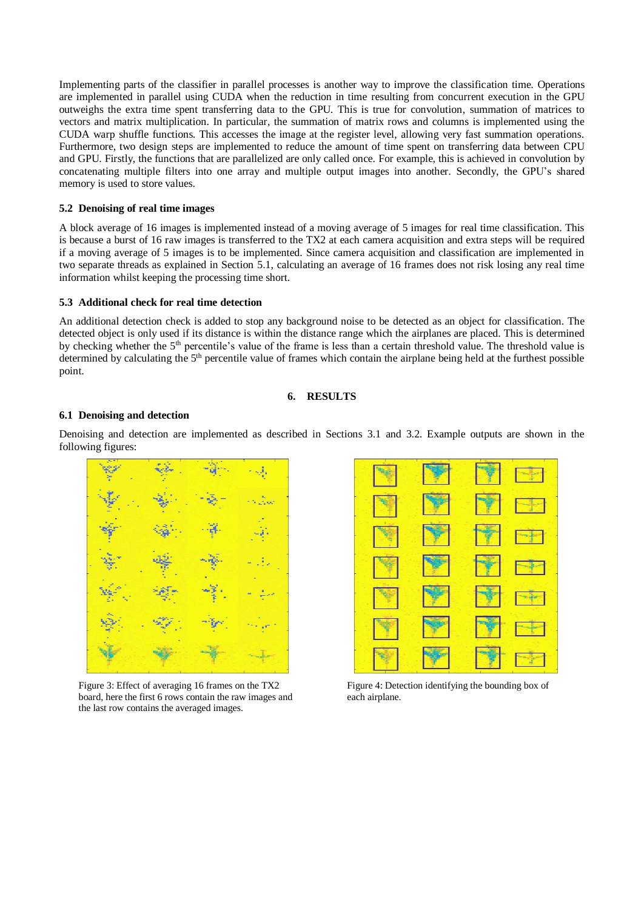Implementing parts of the classifier in parallel processes is another way to improve the classification time. Operations are implemented in parallel using CUDA when the reduction in time resulting from concurrent execution in the GPU outweighs the extra time spent transferring data to the GPU. This is true for convolution, summation of matrices to vectors and matrix multiplication. In particular, the summation of matrix rows and columns is implemented using the CUDA warp shuffle functions. This accesses the image at the register level, allowing very fast summation operations. Furthermore, two design steps are implemented to reduce the amount of time spent on transferring data between CPU and GPU. Firstly, the functions that are parallelized are only called once. For example, this is achieved in convolution by concatenating multiple filters into one array and multiple output images into another. Secondly, the GPU's shared memory is used to store values.

### 5.2 Denoising of real time images

A block average of 16 images is implemented instead of a moving average of 5 images for real time classification. This is because a burst of 16 raw images is transferred to the TX2 at each camera acquisition and extra steps will be required if a moving average of 5 images is to be implemented. Since camera acquisition and classification are implemented in two separate threads as explained in Section 5.1, calculating an average of 16 frames does not risk losing any real time information whilst keeping the processing time short.

### 5.3 Additional check for real time detection

An additional detection check is added to stop any background noise to be detected as an object for classification. The detected object is only used if its distance is within the distance range which the airplanes are placed. This is determined by checking whether the 5$^{th}$ percentile's value of the frame is less than a certain threshold value. The threshold value is determined by calculating the 5$^{th}$ percentile value of frames which contain the airplane being held at the furthest possible point.

## 6. RESULTS

### 6.1 Denoising and detection

Denoising and detection are implemented as described in Sections 3.1 and 3.2. Example outputs are shown in the following figures:

Figure 3: Effect of averaging 16 frames on the TX2 board, here the first 6 rows contain the raw images and the last row contains the averaged images.

Figure 4: Detection identifying the bounding box of each airplane.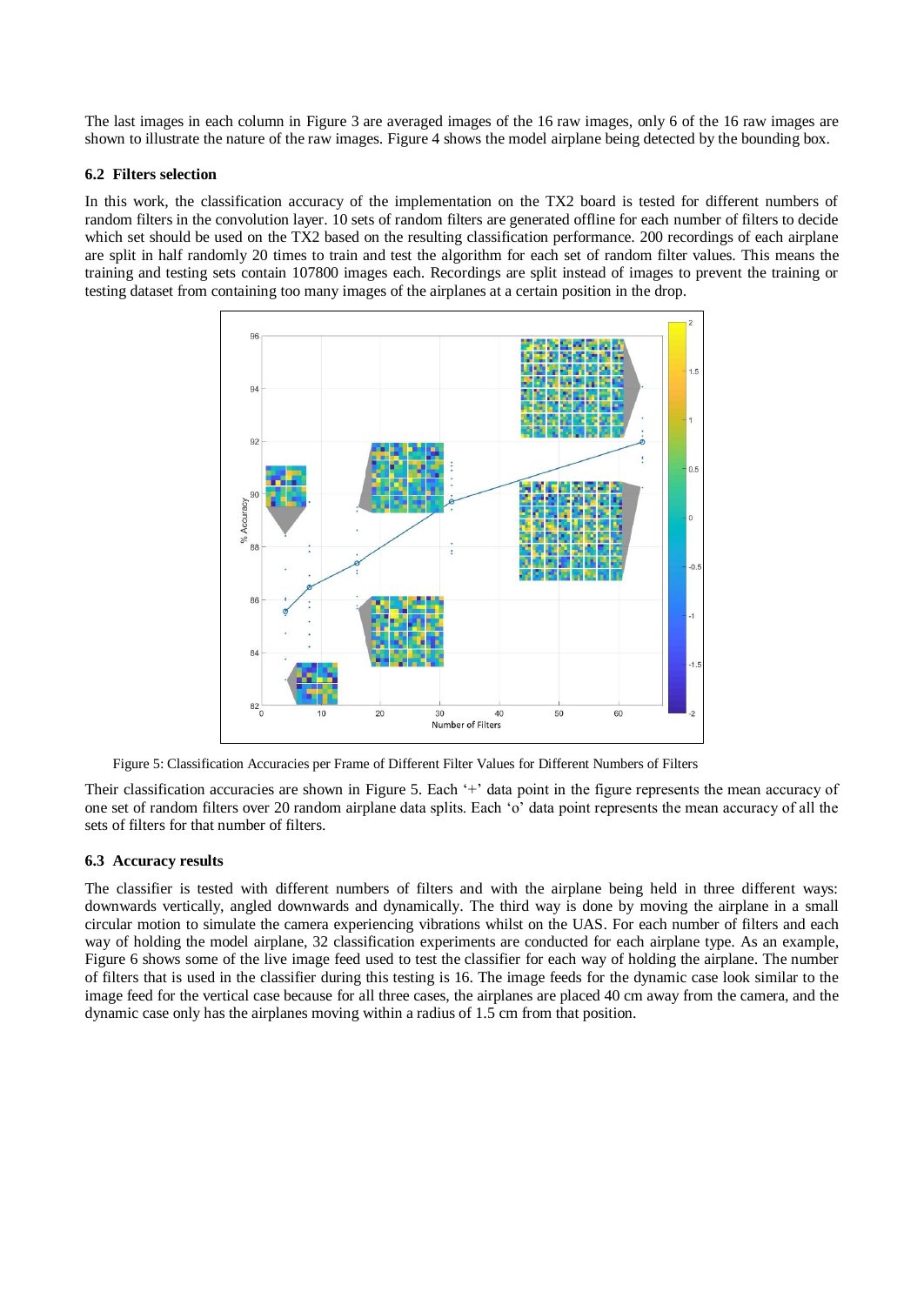The last images in each column in Figure 3 are averaged images of the 16 raw images, only 6 of the 16 raw images are shown to illustrate the nature of the raw images. Figure 4 shows the model airplane being detected by the bounding box.

### 6.2 Filters selection

In this work, the classification accuracy of the implementation on the TX2 board is tested for different numbers of random filters in the convolution layer. 10 sets of random filters are generated offline for each number of filters to decide which set should be used on the TX2 based on the resulting classification performance. 200 recordings of each airplane are split in half randomly 20 times to train and test the algorithm for each set of random filter values. This means the training and testing sets contain 107800 images each. Recordings are split instead of images to prevent the training or testing dataset from containing too many images of the airplanes at a certain position in the drop.

Figure 5: Classification Accuracies per Frame of Different Filter Values for Different Numbers of Filters

Their classification accuracies are shown in Figure 5. Each '+' data point in the figure represents the mean accuracy of one set of random filters over 20 random airplane data splits. Each 'o' data point represents the mean accuracy of all the sets of filters for that number of filters.

### 6.3 Accuracy results

The classifier is tested with different numbers of filters and with the airplane being held in three different ways: downwards vertically, angled downwards and dynamically. The third way is done by moving the airplane in a small circular motion to simulate the camera experiencing vibrations whilst on the UAS. For each number of filters and each way of holding the model airplane, 32 classification experiments are conducted for each airplane type. As an example, Figure 6 shows some of the live image feed used to test the classifier for each way of holding the airplane. The number of filters that is used in the classifier during this testing is 16. The image feeds for the dynamic case look similar to the image feed for the vertical case because for all three cases, the airplanes are placed 40 cm away from the camera, and the dynamic case only has the airplanes moving within a radius of 1.5 cm from that position.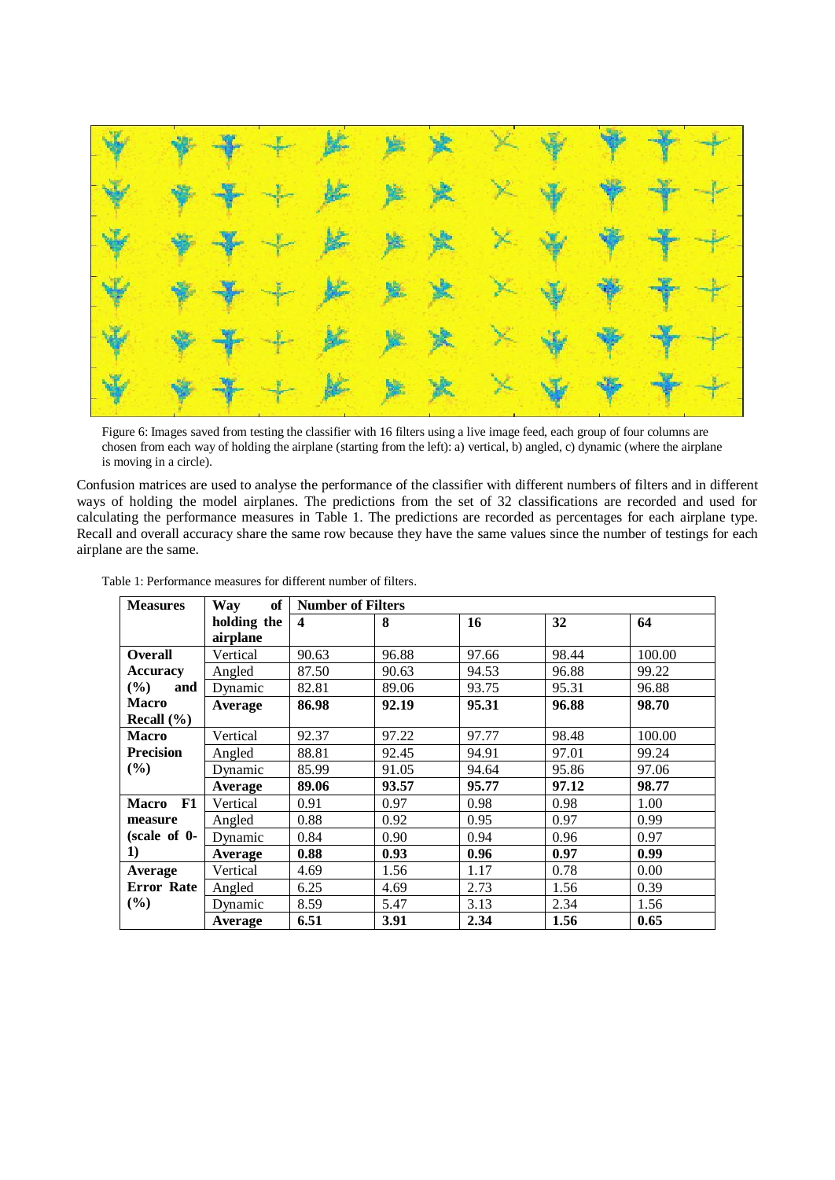Figure 6: Images saved from testing the classifier with 16 filters using a live image feed, each group of four columns are chosen from each way of holding the airplane (starting from the left): a) vertical, b) angled, c) dynamic (where the airplane is moving in a circle).

Confusion matrices are used to analyse the performance of the classifier with different numbers of filters and in different ways of holding the model airplanes. The predictions from the set of 32 classifications are recorded and used for calculating the performance measures in Table 1. The predictions are recorded as percentages for each airplane type. Recall and overall accuracy share the same row because they have the same values since the number of testings for each airplane are the same.

Table 1: Performance measures for different number of filters.

| Measures | Way of holding the airplane | Number of Filters | | | | |
|---|---|---|---|---|---|---|
| | | **4** | **8** | **16** | **32** | **64** |
| **Overall Accuracy (%) and Macro Recall (%)** | Vertical | 90.63 | 96.88 | 97.66 | 98.44 | 100.00 |
| | Angled | 87.50 | 90.63 | 94.53 | 96.88 | 99.22 |
| | Dynamic | 82.81 | 89.06 | 93.75 | 95.31 | 96.88 |
| | **Average** | **86.98** | **92.19** | **95.31** | **96.88** | **98.70** |
| **Macro Precision (%)** | Vertical | 92.37 | 97.22 | 97.77 | 98.48 | 100.00 |
| | Angled | 88.81 | 92.45 | 94.91 | 97.01 | 99.24 |
| | Dynamic | 85.99 | 91.05 | 94.64 | 95.86 | 97.06 |
| | **Average** | **89.06** | **93.57** | **95.77** | **97.12** | **98.77** |
| **Macro F1 measure (scale of 0-1)** | Vertical | 0.91 | 0.97 | 0.98 | 0.98 | 1.00 |
| | Angled | 0.88 | 0.92 | 0.95 | 0.97 | 0.99 |
| | Dynamic | 0.84 | 0.90 | 0.94 | 0.96 | 0.97 |
| | **Average** | **0.88** | **0.93** | **0.96** | **0.97** | **0.99** |
| **Average Error Rate (%)** | Vertical | 4.69 | 1.56 | 1.17 | 0.78 | 0.00 |
| | Angled | 6.25 | 4.69 | 2.73 | 1.56 | 0.39 |
| | Dynamic | 8.59 | 5.47 | 3.13 | 2.34 | 1.56 |
| | **Average** | **6.51** | **3.91** | **2.34** | **1.56** | **0.65** |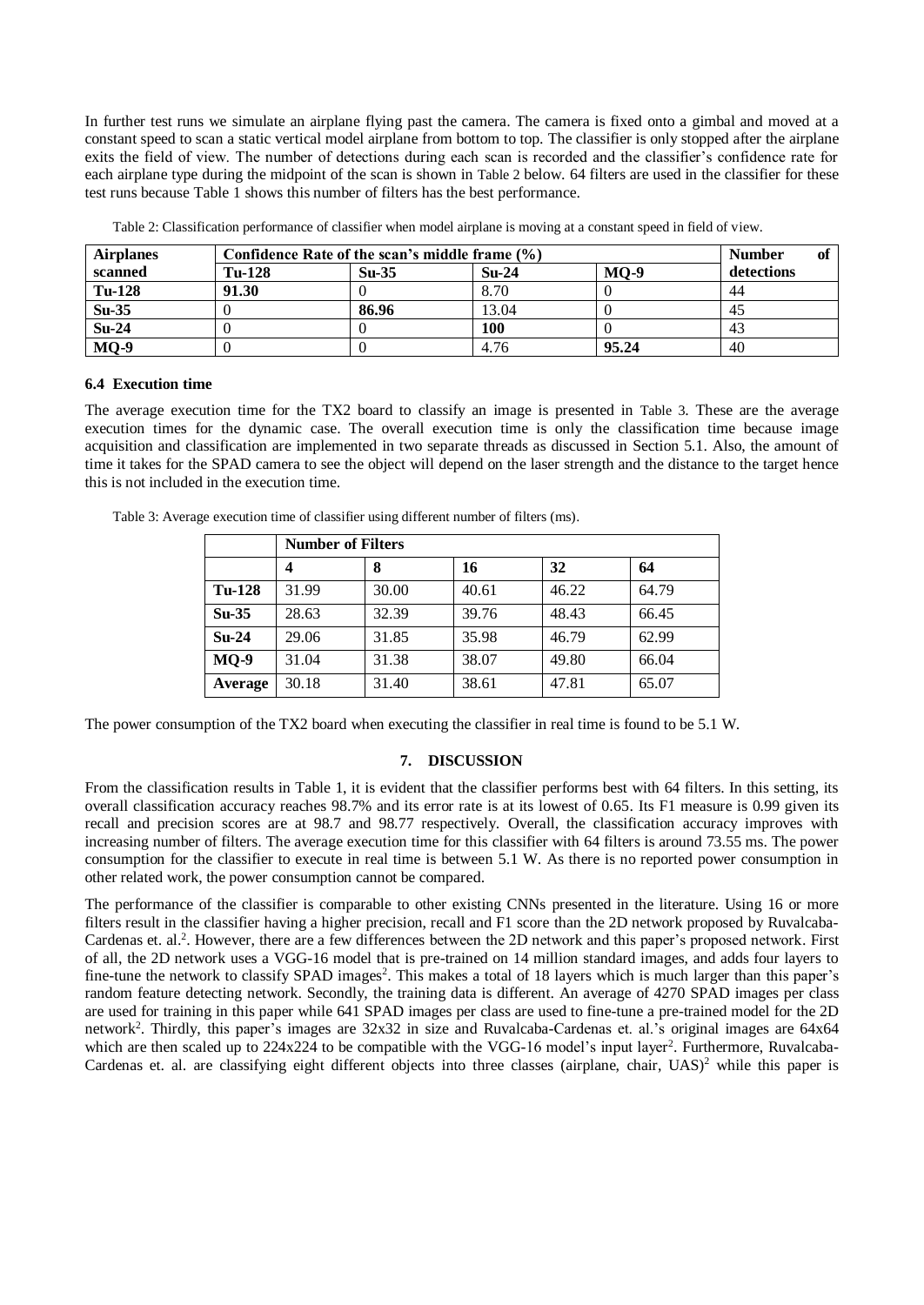In further test runs we simulate an airplane flying past the camera. The camera is fixed onto a gimbal and moved at a constant speed to scan a static vertical model airplane from bottom to top. The classifier is only stopped after the airplane exits the field of view. The number of detections during each scan is recorded and the classifier's confidence rate for each airplane type during the midpoint of the scan is shown in Table 2 below. 64 filters are used in the classifier for these test runs because Table 1 shows this number of filters has the best performance.

Table 2: Classification performance of classifier when model airplane is moving at a constant speed in field of view.

| **Airplanes scanned** | **Confidence Rate of the scan's middle frame (%)** | | | | **Number of detections** |
|---|---|---|---|---|---|
| | **Tu-128** | **Su-35** | **Su-24** | **MQ-9** | |
| **Tu-128** | **91.30** | 0 | 8.70 | 0 | 44 |
| **Su-35** | 0 | **86.96** | 13.04 | 0 | 45 |
| **Su-24** | 0 | 0 | **100** | 0 | 43 |
| **MQ-9** | 0 | 0 | 4.76 | **95.24** | 40 |

### 6.4 Execution time

The average execution time for the TX2 board to classify an image is presented in Table 3. These are the average execution times for the dynamic case. The overall execution time is only the classification time because image acquisition and classification are implemented in two separate threads as discussed in Section 5.1. Also, the amount of time it takes for the SPAD camera to see the object will depend on the laser strength and the distance to the target hence this is not included in the execution time.

Table 3: Average execution time of classifier using different number of filters (ms).

| | **Number of Filters** | | | | |
|---|---|---|---|---|---|
| | **4** | **8** | **16** | **32** | **64** |
| **Tu-128** | 31.99 | 30.00 | 40.61 | 46.22 | 64.79 |
| **Su-35** | 28.63 | 32.39 | 39.76 | 48.43 | 66.45 |
| **Su-24** | 29.06 | 31.85 | 35.98 | 46.79 | 62.99 |
| **MQ-9** | 31.04 | 31.38 | 38.07 | 49.80 | 66.04 |
| **Average** | 30.18 | 31.40 | 38.61 | 47.81 | 65.07 |

The power consumption of the TX2 board when executing the classifier in real time is found to be 5.1 W.

## 7. DISCUSSION

From the classification results in Table 1, it is evident that the classifier performs best with 64 filters. In this setting, its overall classification accuracy reaches 98.7% and its error rate is at its lowest of 0.65. Its F1 measure is 0.99 given its recall and precision scores are at 98.7 and 98.77 respectively. Overall, the classification accuracy improves with increasing number of filters. The average execution time for this classifier with 64 filters is around 73.55 ms. The power consumption for the classifier to execute in real time is between 5.1 W. As there is no reported power consumption in other related work, the power consumption cannot be compared.

The performance of the classifier is comparable to other existing CNNs presented in the literature. Using 16 or more filters result in the classifier having a higher precision, recall and F1 score than the 2D network proposed by Ruvalcaba-Cardenas et. al.[2]. However, there are a few differences between the 2D network and this paper's proposed network. First of all, the 2D network uses a VGG-16 model that is pre-trained on 14 million standard images, and adds four layers to fine-tune the network to classify SPAD images[2]. This makes a total of 18 layers which is much larger than this paper's random feature detecting network. Secondly, the training data is different. An average of 4270 SPAD images per class are used for training in this paper while 641 SPAD images per class are used to fine-tune a pre-trained model for the 2D network[2]. Thirdly, this paper's images are 32x32 in size and Ruvalcaba-Cardenas et. al.'s original images are 64x64 which are then scaled up to 224x224 to be compatible with the VGG-16 model's input layer[2]. Furthermore, Ruvalcaba-Cardenas et. al. are classifying eight different objects into three classes (airplane, chair, UAS)[2] while this paper is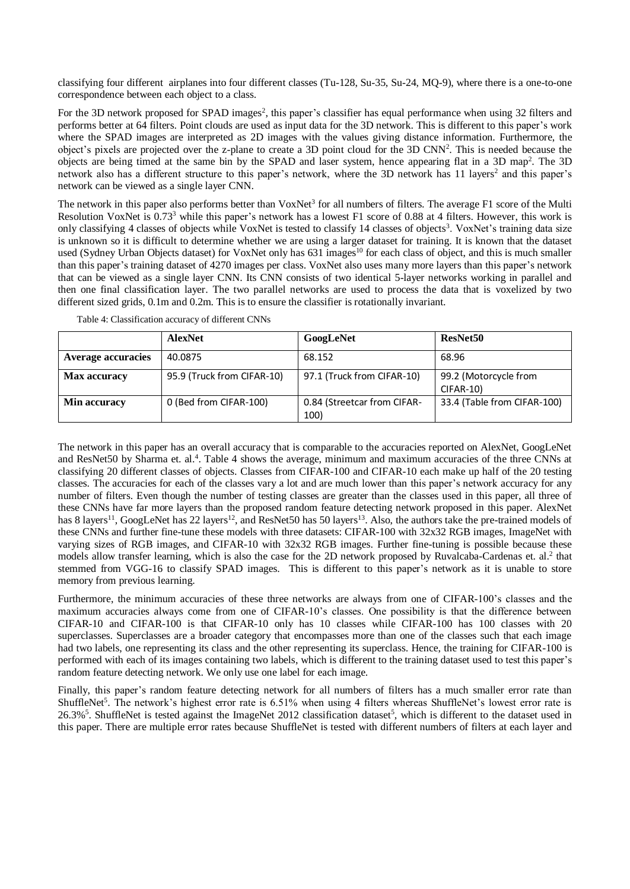classifying four different airplanes into four different classes (Tu-128, Su-35, Su-24, MQ-9), where there is a one-to-one correspondence between each object to a class.

For the 3D network proposed for SPAD images[2], this paper's classifier has equal performance when using 32 filters and performs better at 64 filters. Point clouds are used as input data for the 3D network. This is different to this paper's work where the SPAD images are interpreted as 2D images with the values giving distance information. Furthermore, the object's pixels are projected over the z-plane to create a 3D point cloud for the 3D CNN[2]. This is needed because the objects are being timed at the same bin by the SPAD and laser system, hence appearing flat in a 3D map[2]. The 3D network also has a different structure to this paper's network, where the 3D network has 11 layers[2] and this paper's network can be viewed as a single layer CNN.

The network in this paper also performs better than VoxNet[3] for all numbers of filters. The average F1 score of the Multi Resolution VoxNet is 0.73[3] while this paper's network has a lowest F1 score of 0.88 at 4 filters. However, this work is only classifying 4 classes of objects while VoxNet is tested to classify 14 classes of objects[3]. VoxNet's training data size is unknown so it is difficult to determine whether we are using a larger dataset for training. It is known that the dataset used (Sydney Urban Objects dataset) for VoxNet only has 631 images[10] for each class of object, and this is much smaller than this paper's training dataset of 4270 images per class. VoxNet also uses many more layers than this paper's network that can be viewed as a single layer CNN. Its CNN consists of two identical 5-layer networks working in parallel and then one final classification layer. The two parallel networks are used to process the data that is voxelized by two different sized grids, 0.1m and 0.2m. This is to ensure the classifier is rotationally invariant.

Table 4: Classification accuracy of different CNNs

| | **AlexNet** | **GoogLeNet** | **ResNet50** |
|---|---|---|---|
| **Average accuracies** | 40.0875 | 68.152 | 68.96 |
| **Max accuracy** | 95.9 (Truck from CIFAR-10) | 97.1 (Truck from CIFAR-10) | 99.2 (Motorcycle from CIFAR-10) |
| **Min accuracy** | 0 (Bed from CIFAR-100) | 0.84 (Streetcar from CIFAR-100) | 33.4 (Table from CIFAR-100) |

The network in this paper has an overall accuracy that is comparable to the accuracies reported on AlexNet, GoogLeNet and ResNet50 by Sharma et. al.[4]. Table 4 shows the average, minimum and maximum accuracies of the three CNNs at classifying 20 different classes of objects. Classes from CIFAR-100 and CIFAR-10 each make up half of the 20 testing classes. The accuracies for each of the classes vary a lot and are much lower than this paper's network accuracy for any number of filters. Even though the number of testing classes are greater than the classes used in this paper, all three of these CNNs have far more layers than the proposed random feature detecting network proposed in this paper. AlexNet has 8 layers[11], GoogLeNet has 22 layers[12], and ResNet50 has 50 layers[13]. Also, the authors take the pre-trained models of these CNNs and further fine-tune these models with three datasets: CIFAR-100 with 32x32 RGB images, ImageNet with varying sizes of RGB images, and CIFAR-10 with 32x32 RGB images. Further fine-tuning is possible because these models allow transfer learning, which is also the case for the 2D network proposed by Ruvalcaba-Cardenas et. al.[2] that stemmed from VGG-16 to classify SPAD images. This is different to this paper's network as it is unable to store memory from previous learning.

Furthermore, the minimum accuracies of these three networks are always from one of CIFAR-100's classes and the maximum accuracies always come from one of CIFAR-10's classes. One possibility is that the difference between CIFAR-10 and CIFAR-100 is that CIFAR-10 only has 10 classes while CIFAR-100 has 100 classes with 20 superclasses. Superclasses are a broader category that encompasses more than one of the classes such that each image had two labels, one representing its class and the other representing its superclass. Hence, the training for CIFAR-100 is performed with each of its images containing two labels, which is different to the training dataset used to test this paper's random feature detecting network. We only use one label for each image.

Finally, this paper's random feature detecting network for all numbers of filters has a much smaller error rate than ShuffleNet[5]. The network's highest error rate is 6.51% when using 4 filters whereas ShuffleNet's lowest error rate is 26.3%[5]. ShuffleNet is tested against the ImageNet 2012 classification dataset[5], which is different to the dataset used in this paper. There are multiple error rates because ShuffleNet is tested with different numbers of filters at each layer and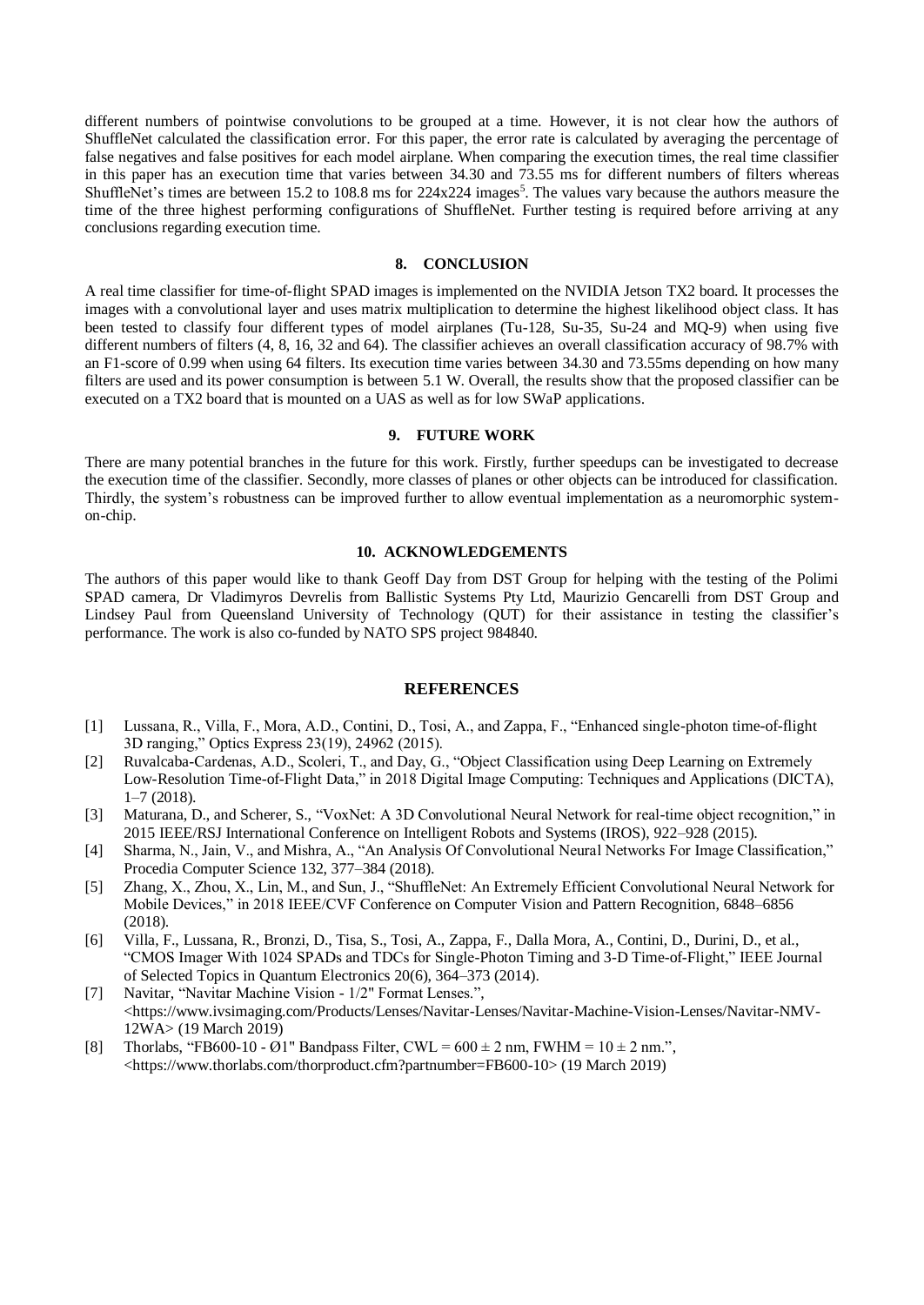different numbers of pointwise convolutions to be grouped at a time. However, it is not clear how the authors of ShuffleNet calculated the classification error. For this paper, the error rate is calculated by averaging the percentage of false negatives and false positives for each model airplane. When comparing the execution times, the real time classifier in this paper has an execution time that varies between 34.30 and 73.55 ms for different numbers of filters whereas ShuffleNet's times are between 15.2 to 108.8 ms for 224x224 images[5]. The values vary because the authors measure the time of the three highest performing configurations of ShuffleNet. Further testing is required before arriving at any conclusions regarding execution time.

## 8. CONCLUSION

A real time classifier for time-of-flight SPAD images is implemented on the NVIDIA Jetson TX2 board. It processes the images with a convolutional layer and uses matrix multiplication to determine the highest likelihood object class. It has been tested to classify four different types of model airplanes (Tu-128, Su-35, Su-24 and MQ-9) when using five different numbers of filters (4, 8, 16, 32 and 64). The classifier achieves an overall classification accuracy of 98.7% with an F1-score of 0.99 when using 64 filters. Its execution time varies between 34.30 and 73.55ms depending on how many filters are used and its power consumption is between 5.1 W. Overall, the results show that the proposed classifier can be executed on a TX2 board that is mounted on a UAS as well as for low SWaP applications.

## 9. FUTURE WORK

There are many potential branches in the future for this work. Firstly, further speedups can be investigated to decrease the execution time of the classifier. Secondly, more classes of planes or other objects can be introduced for classification. Thirdly, the system's robustness can be improved further to allow eventual implementation as a neuromorphic system-on-chip.

## 10. ACKNOWLEDGEMENTS

The authors of this paper would like to thank Geoff Day from DST Group for helping with the testing of the Polimi SPAD camera, Dr Vladimyros Devrelis from Ballistic Systems Pty Ltd, Maurizio Gencarelli from DST Group and Lindsey Paul from Queensland University of Technology (QUT) for their assistance in testing the classifier's performance. The work is also co-funded by NATO SPS project 984840.

## REFERENCES

[1] Lussana, R., Villa, F., Mora, A.D., Contini, D., Tosi, A., and Zappa, F., "Enhanced single-photon time-of-flight 3D ranging," Optics Express 23(19), 24962 (2015).

[2] Ruvalcaba-Cardenas, A.D., Scoleri, T., and Day, G., "Object Classification using Deep Learning on Extremely Low-Resolution Time-of-Flight Data," in 2018 Digital Image Computing: Techniques and Applications (DICTA), 1–7 (2018).

[3] Maturana, D., and Scherer, S., "VoxNet: A 3D Convolutional Neural Network for real-time object recognition," in 2015 IEEE/RSJ International Conference on Intelligent Robots and Systems (IROS), 922–928 (2015).

[4] Sharma, N., Jain, V., and Mishra, A., "An Analysis Of Convolutional Neural Networks For Image Classification," Procedia Computer Science 132, 377–384 (2018).

[5] Zhang, X., Zhou, X., Lin, M., and Sun, J., "ShuffleNet: An Extremely Efficient Convolutional Neural Network for Mobile Devices," in 2018 IEEE/CVF Conference on Computer Vision and Pattern Recognition, 6848–6856 (2018).

[6] Villa, F., Lussana, R., Bronzi, D., Tisa, S., Tosi, A., Zappa, F., Dalla Mora, A., Contini, D., Durini, D., et al., "CMOS Imager With 1024 SPADs and TDCs for Single-Photon Timing and 3-D Time-of-Flight," IEEE Journal of Selected Topics in Quantum Electronics 20(6), 364–373 (2014).

[7] Navitar, "Navitar Machine Vision - 1/2" Format Lenses.", <https://www.ivsimaging.com/Products/Lenses/Navitar-Lenses/Navitar-Machine-Vision-Lenses/Navitar-NMV-12WA> (19 March 2019)

[8] Thorlabs, "FB600-10 - Ø1" Bandpass Filter, CWL = 600 ± 2 nm, FWHM = 10 ± 2 nm.", <https://www.thorlabs.com/thorproduct.cfm?partnumber=FB600-10> (19 March 2019)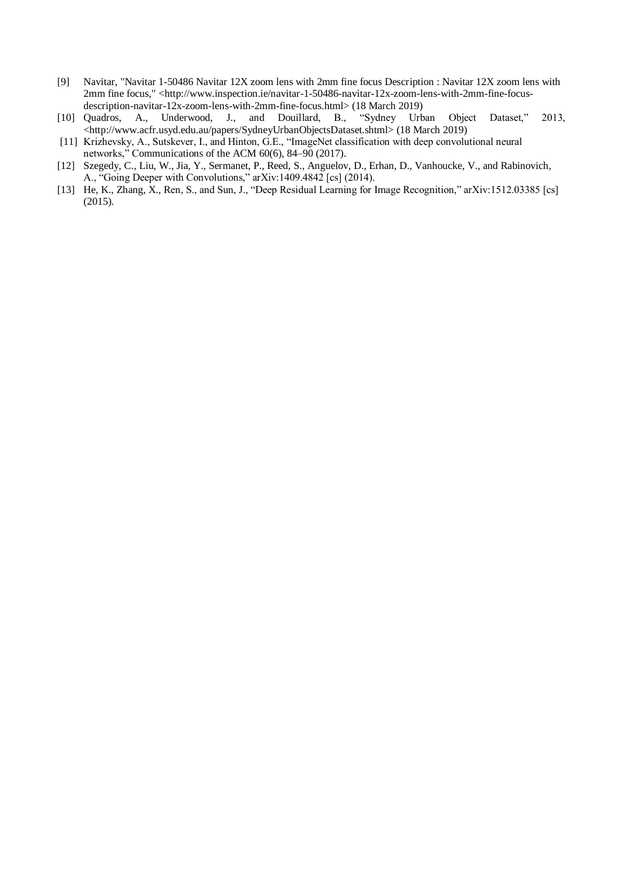[9] Navitar, "Navitar 1-50486 Navitar 12X zoom lens with 2mm fine focus Description : Navitar 12X zoom lens with 2mm fine focus," <http://www.inspection.ie/navitar-1-50486-navitar-12x-zoom-lens-with-2mm-fine-focus-description-navitar-12x-zoom-lens-with-2mm-fine-focus.html> (18 March 2019)

[10] Quadros, A., Underwood, J., and Douillard, B., "Sydney Urban Object Dataset," 2013, <http://www.acfr.usyd.edu.au/papers/SydneyUrbanObjectsDataset.shtml> (18 March 2019)

[11] Krizhevsky, A., Sutskever, I., and Hinton, G.E., "ImageNet classification with deep convolutional neural networks," Communications of the ACM 60(6), 84–90 (2017).

[12] Szegedy, C., Liu, W., Jia, Y., Sermanet, P., Reed, S., Anguelov, D., Erhan, D., Vanhoucke, V., and Rabinovich, A., "Going Deeper with Convolutions," arXiv:1409.4842 [cs] (2014).

[13] He, K., Zhang, X., Ren, S., and Sun, J., "Deep Residual Learning for Image Recognition," arXiv:1512.03385 [cs] (2015).